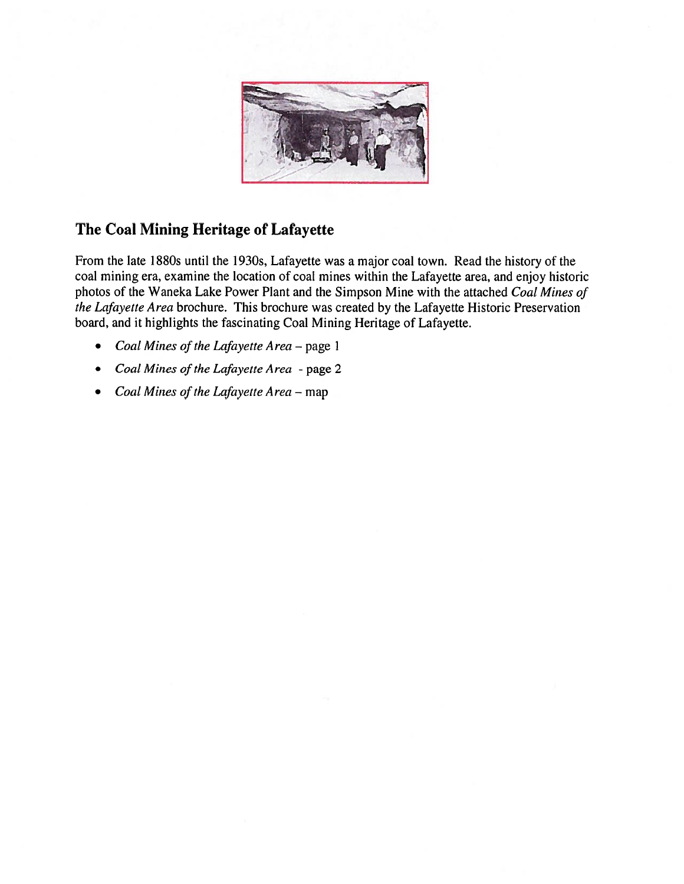## The Coal Mining Heritage of Lafayette

From the late 1880s until the 1930s, Lafayette was a major coal town. Read the history of the coal mining era, examine the location of coal mines within the Lafayette area, and enjoy historic photos of the Waneka Lake Power Plant and the Simpson Mine with the attached *Coal Mines of the Lafayette Area* brochure. This brochure was created by the Lafayette Historic Preservation board, and it highlights the fascinating Coal Mining Heritage of Lafayette.

- *Coal Mines of the Lafayette Area* – page 1
- *Coal Mines of the Lafayette Area* - page 2
- *Coal Mines of the Lafayette Area* – map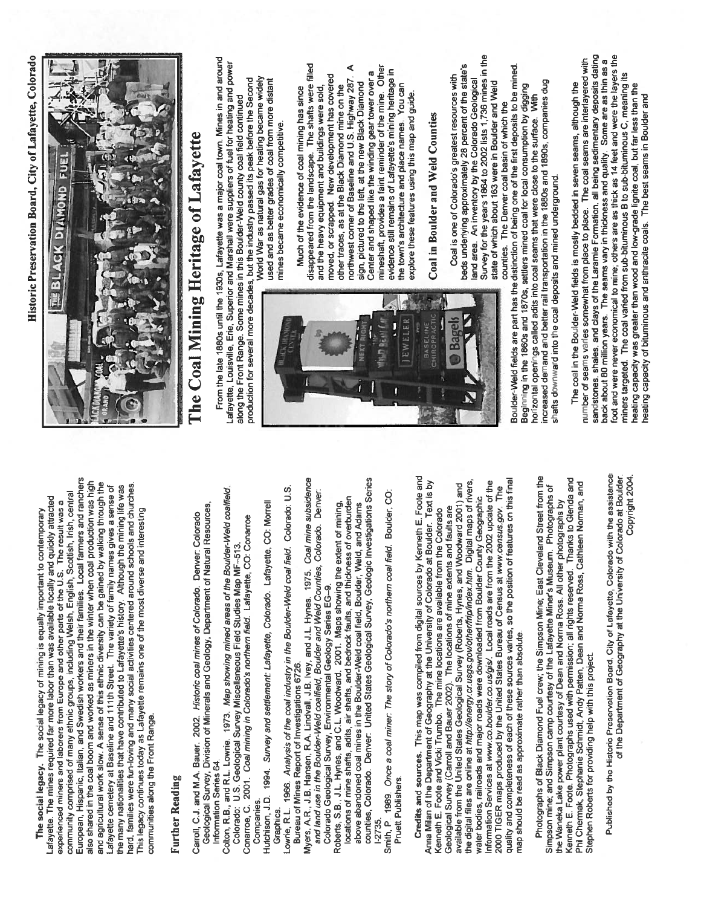**The social legacy.** The social legacy of mining is equally important to contemporary Lafayette. The mines required far more labor than was available locally and quickly attracted experienced miners and laborers from Europe and other parts of the U.S. The result was a community comprised of many ethnic groups, including Welsh, English, Scottish, Irish, central European, Hispanic, Italian, and Swedish workers and their families. Local farmers and ranchers also shared in the coal boom and worked as miners in the winter when coal production was high and agricultural work slow. A sense of this ethnic diversity can be gained by walking through the Lafayette cemetery at Baseline and 111th Street. The variety of family names gives a sense of the many nationalities that have contributed to Lafayette's history. Although the mining life was hard, families were fun-loving and many social activities centered around schools and churches. This legacy continues today as Lafayette remains one of the most diverse and interesting communities along the Front Range.

## Further Reading

Carroll, C.J. and M.A. Bauer. 2002. *Historic coal mines of Colorado*. Denver: Colorado Geological Survey, Division of Minerals and Geology, Department of Natural Resources, Information Series 64.

Colton, R.B., and R.L. Lowrie. 1973. *Map showing mined areas of the Boulder-Weld coalfield, Colorado*. U.S. Geological Survey Miscellaneous Field Studies Map MF–513.

Conarroe, C. 2001. *Coal mining in Colorado's northern field*. Lafayette, CO: Conarroe Companies.

Hutchison, J.D. 1994. *Survey and settlement: Lafayette, Colorado*. Lafayette, CO: Morrell Graphics.

Lowrie, R.L. 1966. *Analysis of the coal industry in the Boulder-Weld coal field, Colorado*. U.S. Bureau of Mines Report of Investigations 6726.

Myers, A.R., J.B. Hansen, R.A. Lindvall, J.B. Ivey, and J.L. Hynes. 1975. *Coal mine subsidence and land use in the Boulder-Weld coalfield, Boulder and Weld Counties, Colorado*. Denver: Colorado Geological Survey, Environmental Geology Series EG–9.

Roberts, S.B., J.L. Hynes, and C.L. Woodward. 2001. Maps showing the extent of mining, locations of mine shafts, adits, air shafts, and bedrock faults, and thickness of overburden above abandoned coal mines in the Boulder-Weld coal field, Boulder, Weld, and Adams counties, Colorado. Denver: United States Geological Survey, Geologic Investigations Series I-2735.

Smith, P. 1989. *Once a coal miner: The story of Colorado's northern coal field*. Boulder, CO: Pruett Publishers.

**Credits and sources.** This map was compiled from digital sources by Kenneth E. Foote and Anna Milan of the Department of Geography at the University of Colorado at Boulder. Text is by Kenneth E. Foote and Vicki Trumbo. The mine locations are available from the Colorado Geological Survey (Carroll and Bauer 2002). The locations of mine extents and faults are available from the United States Geological Survey (Roberts, Hynes, and Woodward 2001) and the digital files are online at *http://energy.cr.usgs.gov/other/frip/index.htm*. Digital maps of rivers, water bodies, railroads and major roads were downloaded from Boulder County Geographic Information Services at *www.co.boulder.co.us/gis/*. Local roads are from the 2002 update of the 2000 TIGER maps produced by the United States Bureau of Census at *www.census.gov*. The quality and completeness of each of these sources varies, so the position of features on this final map should be read as approximate rather than absolute.

Photographs of Black Diamond Fuel crew; the Simpson Mine; East Cleveland Street from the Simpson mine; and Simpson camp courtesy of the Lafayette Miner's Museum. Photographs of the Waneka Lake power plant courtesy of Dean and Norma Ross. All other photographs by Kenneth E. Foote. Photographs used with permission; all rights reserved. Thanks to Glenda and Phil Chermak, Stephanie Schmidt, Andy Patten, Dean and Norma Ross, Cathleen Norman, and Stephen Roberts for providing help with this project.

Published by the Historic Preservation Board, City of Lafayette, Colorado with the assistance of the Department of Geography at the University of Colorado at Boulder. Copyright 2004.

**Historic Preservation Board, City of Lafayette, Colorado**

# The Coal Mining Heritage of Lafayette

From the late 1880s until the 1930s, Lafayette was a major coal town. Mines in and around Lafayette, Louisville, Erie, Superior and Marshall were suppliers of fuel for heating and power along the Front Range. Some mines in this Boulder-Weld county coal field continued production for several more decades, but the industry passed its peak before the Second World War as natural gas for heating became widely used and as better grades of coal from more distant mines became economically competitive.

Much of the evidence of coal mining has since disappeared from the landscape. The shafts were filled and the heavy equipment and buildings were sold, moved, or scrapped. New development has covered other traces, as at the Black Diamond mine on the northwest corner of Baseline and U.S. Highway 287. A sign, pictured to the left, at the new Black Diamond Center and shaped like the winding gear tower over a mineshaft, provides a faint reminder of the mine. Other evidence still remains of Lafayette's mining heritage in the town's architecture and place names. You can explore these features using this map and guide.

## Coal in Boulder and Weld Counties

Coal is one of Colorado's greatest resources with beds underlying approximately 28 percent of the state's land area. An inventory by the Colorado Geological Survey for the years 1864 to 2002 lists 1,736 mines in the state of which about 163 were in Boulder and Weld counties. The Denver coal basin of which the Boulder-Weld fields are part has the distinction of being one of the first deposits to be mined. Beginning in the 1860s and 1870s, settlers mined coal for local consumption by digging horizontal openings called adits into coal seams that were close to the surface. With increased demand and better rail transportation in the 1880s and 1890s, companies dug shafts downward into the coal deposits and mined underground.

The coal in the Boulder-Weld fields is mostly bedded in seven seams, although the number of seams varies somewhat from place to place. The coal seams are interlayered with sandstones, shales, and clays of the Laramie Formation, all being sedimentary deposits dating back about 80 million years. The seams vary in thickness and quality. Some are as thin as a foot and were never economical to mine; others are as thick as 14 feet and were the layers the miners targeted. The coal varied from sub-bituminous B to sub-bituminous C, meaning its heating capacity was greater than wood and low-grade lignite coal, but far less than the heating capacity of bituminous and anthracite coals. The best seams in Boulder and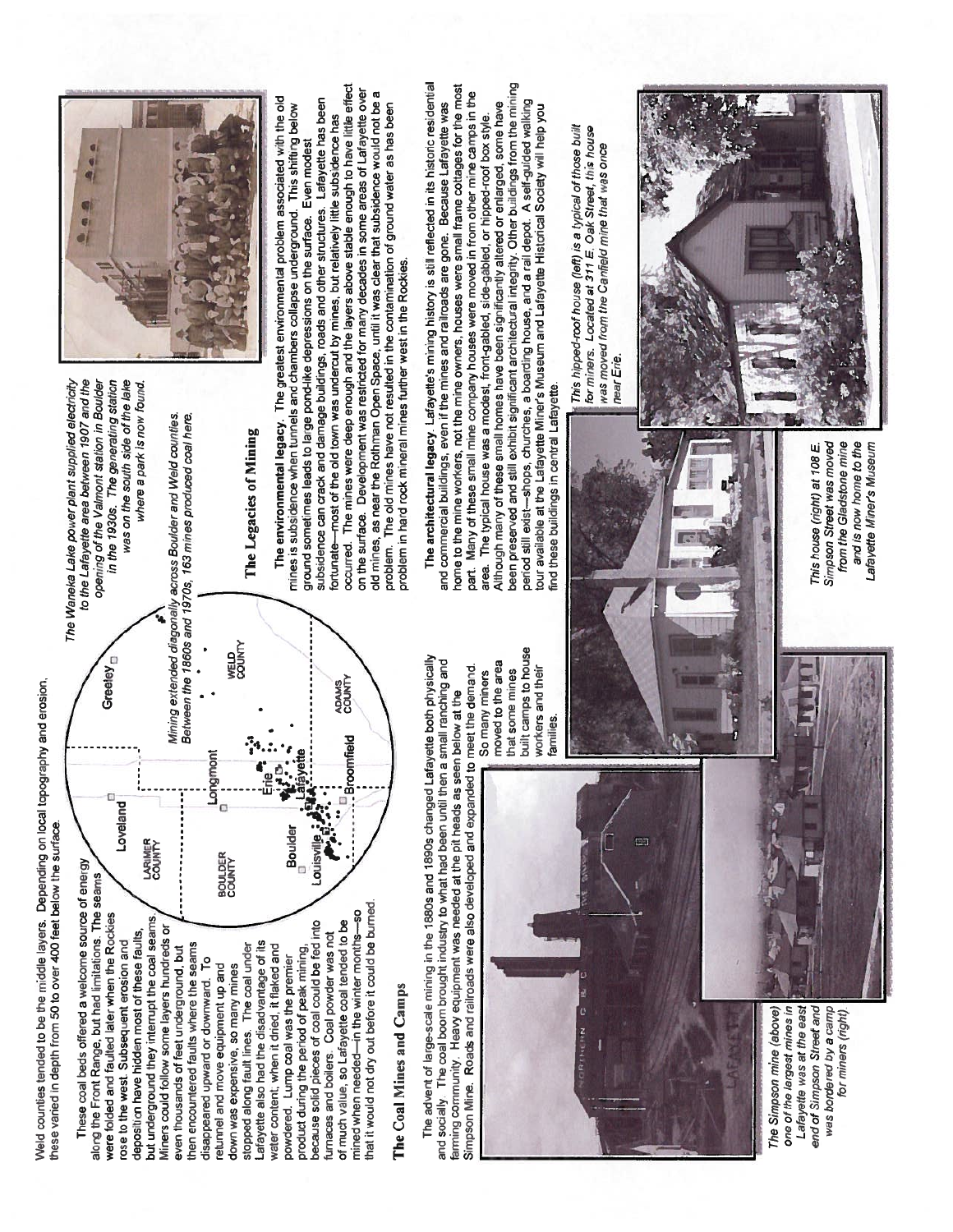Weld counties tended to be the middle layers. Depending on local topography and erosion, these varied in depth from 50 to over 400 feet below the surface.

These coal beds offered a welcome source of energy along the Front Range, but had limitations. The seams were folded and faulted later when the Rockies rose to the west. Subsequent erosion and deposition have hidden most of these faults, but underground they interrupt the coal seams. Miners could follow some layers hundreds or even thousands of feet underground, but then encountered faults where the seams disappeared upward or downward. To retunnel and move equipment up and down was expensive, so many mines stopped along fault lines. The coal under Lafayette also had the disadvantage of its water content; when it dried, it flaked and powdered. Lump coal was the premier product during the period of peak mining, because solid pieces of coal could be fed into furnaces and boilers. Coal powder was not of much value, so Lafayette coal tended to be mined when needed—in the winter months—so that it would not dry out before it could be burned.

*Mining extended diagonally across Boulder and Weld counties. Between the 1860s and 1970s, 163 mines produced coal here.*

*The Waneka Lake power plant supplied electricity to the Lafayette area between 1907 and the opening of the Valmont station in Boulder in the 1930s. The generating station was on the south side of the lake where a park is now found.*

## The Coal Mines and Camps

The advent of large-scale mining in the 1880s and 1890s changed Lafayette both physically and socially. The coal boom brought industry to what had been until then a small ranching and farming community. Heavy equipment was needed at the pit heads as seen below at the Simpson Mine. Roads and railroads were also developed and expanded to meet the demand. So many miners moved to the area that some mines built camps to house workers and their families.

*The Simpson mine (above) one of the largest mines in Lafayette was at the east end of Simpson Street and was bordered by a camp for miners (right).*

## The Legacies of Mining

**The environmental legacy**. The greatest environmental problem associated with the old mines is subsidence when tunnels and chambers collapse underground. This shifting below ground sometimes leads to large pond-like depressions on the surface. Even modest subsidence can crack and damage buildings, roads and other structures. Lafayette has been fortunate—most of the old town was undercut by mines, but relatively little subsidence has occurred. The mines were deep enough and the layers above stable enough to have little effect on the surface. Development was restricted for many decades in some areas of Lafayette over old mines, as near the Rothman Open Space, until it was clear that subsidence would not be a problem. The old mines have not resulted in the contamination of ground water as has been problem in hard rock mineral mines further west in the Rockies.

**The architectural legacy**. Lafayette's mining history is still reflected in its historic residential and commercial buildings, even if the mines and railroads are gone. Because Lafayette was home to the mine workers, not the mine owners, houses were small frame cottages for the most part. Many of these small mine company houses were moved in from other mine camps in the area. The typical house was a modest, front-gabled, side-gabled, or hipped-roof box style. Although many of these small homes have been significantly altered or enlarged, some have been preserved and still exhibit significant architectural integrity. Other buildings from the mining period still exist—shops, churches, a boarding house, and a rail depot. A self-guided walking tour available at the Lafayette Miner's Museum and Lafayette Historical Society will help you find these buildings in central Lafayette.

*This hipped-roof house (left) is a typical of those built for miners. Located at 311 E. Oak Street, this house was moved from the Canfield mine that was once near Erie.*

*This house (right) at 108 E. Simpson Street was moved from the Gladstone mine and is now home to the Lafayette Miner's Museum*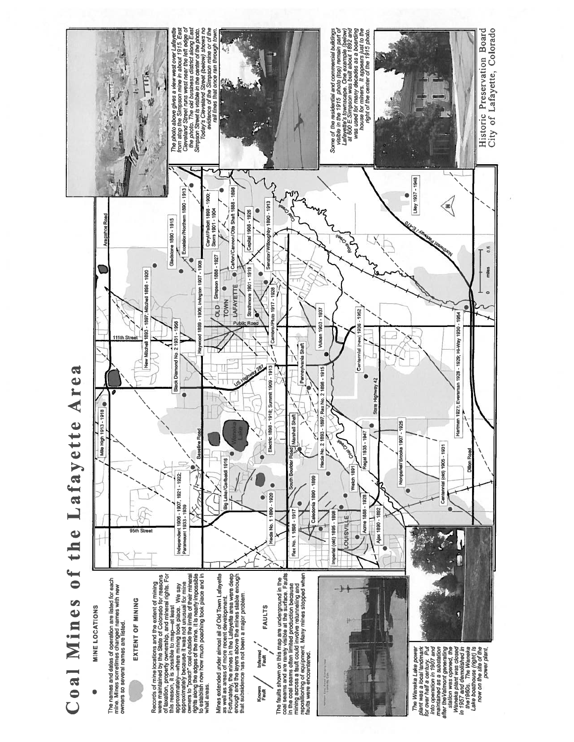# Coal Mines of the Lafayette Area

**MINE LOCATIONS**

The names and dates of operation are listed for each mine. Mines sometimes changed names with new owners so several names are listed.

**EXTENT OF MINING**

Records of mine locations and the extent of mining were maintained by the State of Colorado for reasons of taxation, property ownership, and mineral rights. For this reason, it is possible to map—at least approximately—where mining took place. We say approximately because it was not unusual for mine owners to "poach" coal outside the limits of their mineral rights along the edges of the mine. It is nearly impossible to establish now how much poaching took place and in what areas.

Mines extended under almost all of Old Town Lafayette as well as areas of more recent development. Fortunately, the mines in the Lafayette area were deep enough and the layers above the mines stable enough that subsidence has not been a major problem.

Known Fault / Inferred Fault

**FAULTS**

The faults shown on this map are underground in the coal seams and are rarely visible at the surface. Faults in the coal seams often limited production because mining across a fault could involve retunneling and repositioning of equipment. Many mines stopped when faults were encountered.

*The Waneka Lake power plant was a local landmark for over half a century. Put into operation in 1907 and maintained as a substation after the Valmont generating station was opened, the Waneka plant was closed in 1957 and demolished in the 1960s. The Waneka Lake boathouse (right) is now on the site of the power plant.*

Mile High 1913 - 1918
New Mitchell 1893 - 1897, Mitchell 1898 - 1920
Black Diamond No 2 1931 - 1956
Gladstone 1890 - 1915
Excelsior/Northern 1890 - 1913
Independent 1906 - 1907, 1921 - 1922; Paramount 1933 - 1939
Haywood 1899 - 1906, Irvington 1907 - 1908
Caryl/Pellett 1898 - 1900; Storrs 1901 - 1904
Simpson 1888 - 1927
Cañon/Cannon/Otis Shaft 1888 - 1898
Big Lake/Garibaldi 1916
Strathmore 1901 - 1919
Capital 1908 - 1926
Senator/Willoughby 1890 - 1913
Hecla No. 1 1890 - 1920
Electric 1898 - 1918; Summit 1909 - 1913
Cambro/Pluto 1917 - 1928
Rex No. 1 1888 - 1917
Marshall Shaft
Pennsylvania Shaft
Caledonia 1890 - 1899
Vulcan 1903 - 1937
Hecla No. 2 1893 - 1897, Rex No. 2 1898 - 1915
Imperial (old) 1895 - 1898
Centennial (new) 1936 - 1952
Welch 1891
Acme 1888 - 1928
Regal 1935 - 1947
Ajax 1890 - 1892
Nonpareil/Brooks 1907 - 1925
Centennial (old) 1905 - 1931
Hartman 1927; Eversman 1928 - 1929; Hi-Way 1930 - 1954
Lilley 1937 - 1948

OLD TOWN LAFAYETTE
LOUISVILLE
Waneka Lake
95th Street
111th Street
Arapahoe Road
Baseline Road
South Boulder Road
Public Road
US Highway 287
State Highway 42
Dillon Road
Northwest Parkway / E-470
Coal Creek
Rock Creek

0 0.5 miles

*The photo above gives a view west over Lafayette from atop the Simpson mine in about 1915. East Cleveland Street runs west near the left edge of the photo. The old business district along East Simpson Street is visible in the center of the photo. Today's Cleveland Street (below) shows no evidence of the Simpson mine or of the rail lines that once ran through town.*

*Some of the residential and commercial buildings visible in the 1915 photo (top) remain part of Lafayette's townscape. One example (below) at 600 E.Simpson was built about 1892 and was used for many decades as a boarding house for miners. It appears just to the right of the center of the 1915 photo.*

Historic Preservation Board
City of Lafayette, Colorado